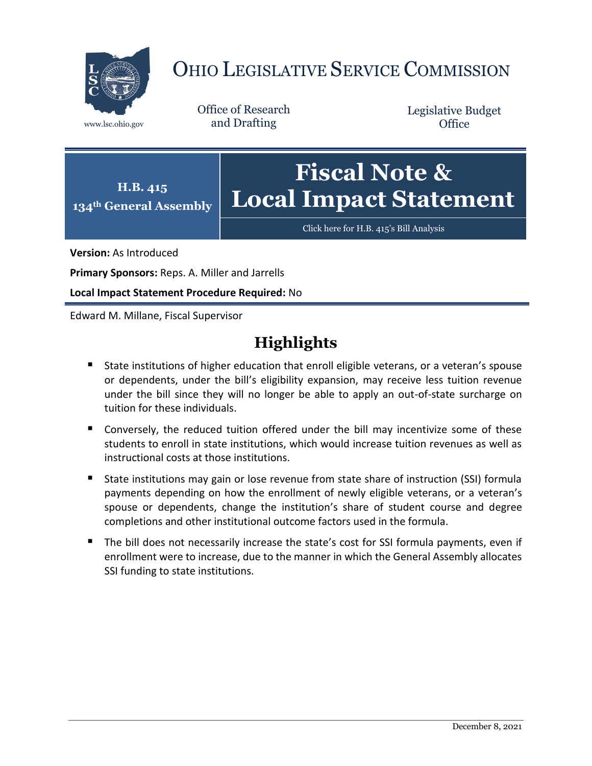# OHIO LEGISLATIVE SERVICE COMMISSION

www.lsc.ohio.gov

Office of Research and Drafting

Legislative Budget Office

**H.B. 415**
**134th General Assembly**

# Fiscal Note & Local Impact Statement

Click here for H.B. 415's Bill Analysis

**Version:** As Introduced

**Primary Sponsors:** Reps. A. Miller and Jarrells

**Local Impact Statement Procedure Required:** No

Edward M. Millane, Fiscal Supervisor

## Highlights

- State institutions of higher education that enroll eligible veterans, or a veteran's spouse or dependents, under the bill's eligibility expansion, may receive less tuition revenue under the bill since they will no longer be able to apply an out-of-state surcharge on tuition for these individuals.
- Conversely, the reduced tuition offered under the bill may incentivize some of these students to enroll in state institutions, which would increase tuition revenues as well as instructional costs at those institutions.
- State institutions may gain or lose revenue from state share of instruction (SSI) formula payments depending on how the enrollment of newly eligible veterans, or a veteran's spouse or dependents, change the institution's share of student course and degree completions and other institutional outcome factors used in the formula.
- The bill does not necessarily increase the state's cost for SSI formula payments, even if enrollment were to increase, due to the manner in which the General Assembly allocates SSI funding to state institutions.

December 8, 2021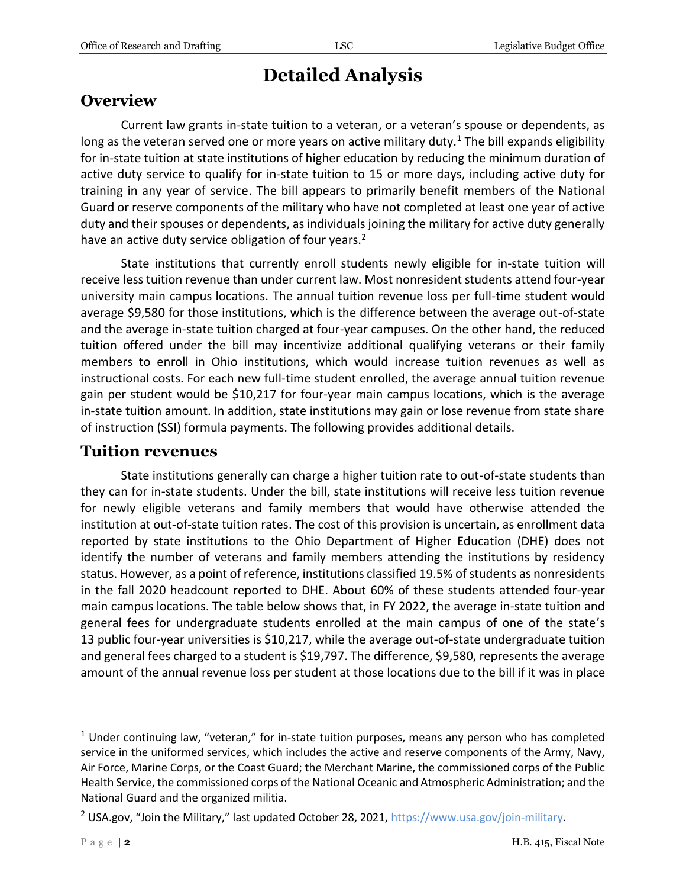# Detailed Analysis

## Overview

Current law grants in-state tuition to a veteran, or a veteran's spouse or dependents, as long as the veteran served one or more years on active military duty.[1] The bill expands eligibility for in-state tuition at state institutions of higher education by reducing the minimum duration of active duty service to qualify for in-state tuition to 15 or more days, including active duty for training in any year of service. The bill appears to primarily benefit members of the National Guard or reserve components of the military who have not completed at least one year of active duty and their spouses or dependents, as individuals joining the military for active duty generally have an active duty service obligation of four years.[2]

State institutions that currently enroll students newly eligible for in-state tuition will receive less tuition revenue than under current law. Most nonresident students attend four-year university main campus locations. The annual tuition revenue loss per full-time student would average $9,580 for those institutions, which is the difference between the average out-of-state and the average in-state tuition charged at four-year campuses. On the other hand, the reduced tuition offered under the bill may incentivize additional qualifying veterans or their family members to enroll in Ohio institutions, which would increase tuition revenues as well as instructional costs. For each new full-time student enrolled, the average annual tuition revenue gain per student would be $10,217 for four-year main campus locations, which is the average in-state tuition amount. In addition, state institutions may gain or lose revenue from state share of instruction (SSI) formula payments. The following provides additional details.

## Tuition revenues

State institutions generally can charge a higher tuition rate to out-of-state students than they can for in-state students. Under the bill, state institutions will receive less tuition revenue for newly eligible veterans and family members that would have otherwise attended the institution at out-of-state tuition rates. The cost of this provision is uncertain, as enrollment data reported by state institutions to the Ohio Department of Higher Education (DHE) does not identify the number of veterans and family members attending the institutions by residency status. However, as a point of reference, institutions classified 19.5% of students as nonresidents in the fall 2020 headcount reported to DHE. About 60% of these students attended four-year main campus locations. The table below shows that, in FY 2022, the average in-state tuition and general fees for undergraduate students enrolled at the main campus of one of the state's 13 public four-year universities is $10,217, while the average out-of-state undergraduate tuition and general fees charged to a student is $19,797. The difference, $9,580, represents the average amount of the annual revenue loss per student at those locations due to the bill if it was in place

---

[1] Under continuing law, "veteran," for in-state tuition purposes, means any person who has completed service in the uniformed services, which includes the active and reserve components of the Army, Navy, Air Force, Marine Corps, or the Coast Guard; the Merchant Marine, the commissioned corps of the Public Health Service, the commissioned corps of the National Oceanic and Atmospheric Administration; and the National Guard and the organized militia.

[2] USA.gov, "Join the Military," last updated October 28, 2021, https://www.usa.gov/join-military.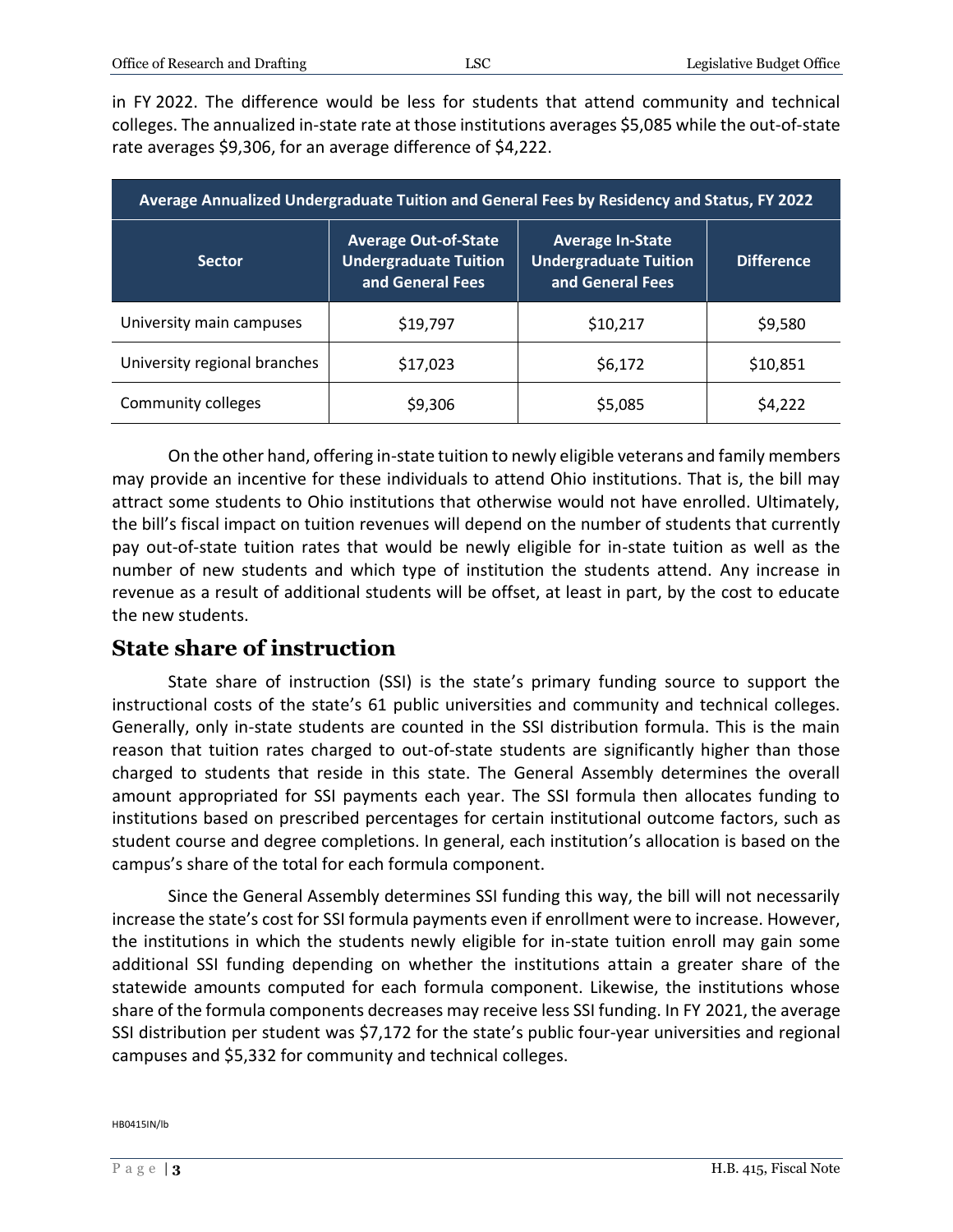in FY 2022. The difference would be less for students that attend community and technical colleges. The annualized in-state rate at those institutions averages $5,085 while the out-of-state rate averages $9,306, for an average difference of $4,222.

| Average Annualized Undergraduate Tuition and General Fees by Residency and Status, FY 2022 | | | |
|---|---|---|---|
| **Sector** | **Average Out-of-State Undergraduate Tuition and General Fees** | **Average In-State Undergraduate Tuition and General Fees** | **Difference** |
| University main campuses | $19,797 | $10,217 | $9,580 |
| University regional branches | $17,023 | $6,172 | $10,851 |
| Community colleges | $9,306 | $5,085 | $4,222 |

On the other hand, offering in-state tuition to newly eligible veterans and family members may provide an incentive for these individuals to attend Ohio institutions. That is, the bill may attract some students to Ohio institutions that otherwise would not have enrolled. Ultimately, the bill's fiscal impact on tuition revenues will depend on the number of students that currently pay out-of-state tuition rates that would be newly eligible for in-state tuition as well as the number of new students and which type of institution the students attend. Any increase in revenue as a result of additional students will be offset, at least in part, by the cost to educate the new students.

## State share of instruction

State share of instruction (SSI) is the state's primary funding source to support the instructional costs of the state's 61 public universities and community and technical colleges. Generally, only in-state students are counted in the SSI distribution formula. This is the main reason that tuition rates charged to out-of-state students are significantly higher than those charged to students that reside in this state. The General Assembly determines the overall amount appropriated for SSI payments each year. The SSI formula then allocates funding to institutions based on prescribed percentages for certain institutional outcome factors, such as student course and degree completions. In general, each institution's allocation is based on the campus's share of the total for each formula component.

Since the General Assembly determines SSI funding this way, the bill will not necessarily increase the state's cost for SSI formula payments even if enrollment were to increase. However, the institutions in which the students newly eligible for in-state tuition enroll may gain some additional SSI funding depending on whether the institutions attain a greater share of the statewide amounts computed for each formula component. Likewise, the institutions whose share of the formula components decreases may receive less SSI funding. In FY 2021, the average SSI distribution per student was $7,172 for the state's public four-year universities and regional campuses and $5,332 for community and technical colleges.

HB0415IN/lb